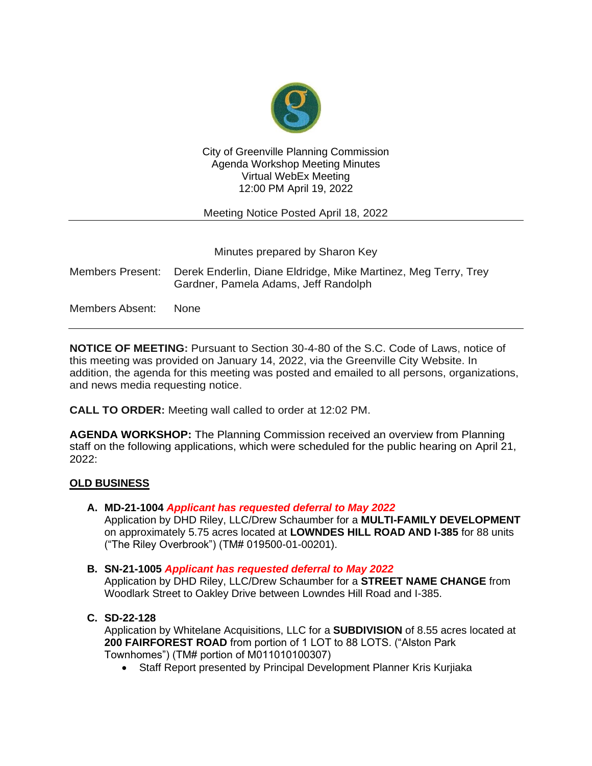City of Greenville Planning Commission
Agenda Workshop Meeting Minutes
Virtual WebEx Meeting
12:00 PM April 19, 2022

Meeting Notice Posted April 18, 2022

---

Minutes prepared by Sharon Key

Members Present: Derek Enderlin, Diane Eldridge, Mike Martinez, Meg Terry, Trey Gardner, Pamela Adams, Jeff Randolph

Members Absent: None

---

**NOTICE OF MEETING:** Pursuant to Section 30-4-80 of the S.C. Code of Laws, notice of this meeting was provided on January 14, 2022, via the Greenville City Website. In addition, the agenda for this meeting was posted and emailed to all persons, organizations, and news media requesting notice.

**CALL TO ORDER:** Meeting wall called to order at 12:02 PM.

**AGENDA WORKSHOP:** The Planning Commission received an overview from Planning staff on the following applications, which were scheduled for the public hearing on April 21, 2022:

**OLD BUSINESS**

**A. MD-21-1004** ***Applicant has requested deferral to May 2022***
Application by DHD Riley, LLC/Drew Schaumber for a **MULTI-FAMILY DEVELOPMENT** on approximately 5.75 acres located at **LOWNDES HILL ROAD AND I-385** for 88 units ("The Riley Overbrook") (TM# 019500-01-00201).

**B. SN-21-1005** ***Applicant has requested deferral to May 2022***
Application by DHD Riley, LLC/Drew Schaumber for a **STREET NAME CHANGE** from Woodlark Street to Oakley Drive between Lowndes Hill Road and I-385.

**C. SD-22-128**
Application by Whitelane Acquisitions, LLC for a **SUBDIVISION** of 8.55 acres located at **200 FAIRFOREST ROAD** from portion of 1 LOT to 88 LOTS. ("Alston Park Townhomes") (TM# portion of M011010100307)

- Staff Report presented by Principal Development Planner Kris Kurjiaka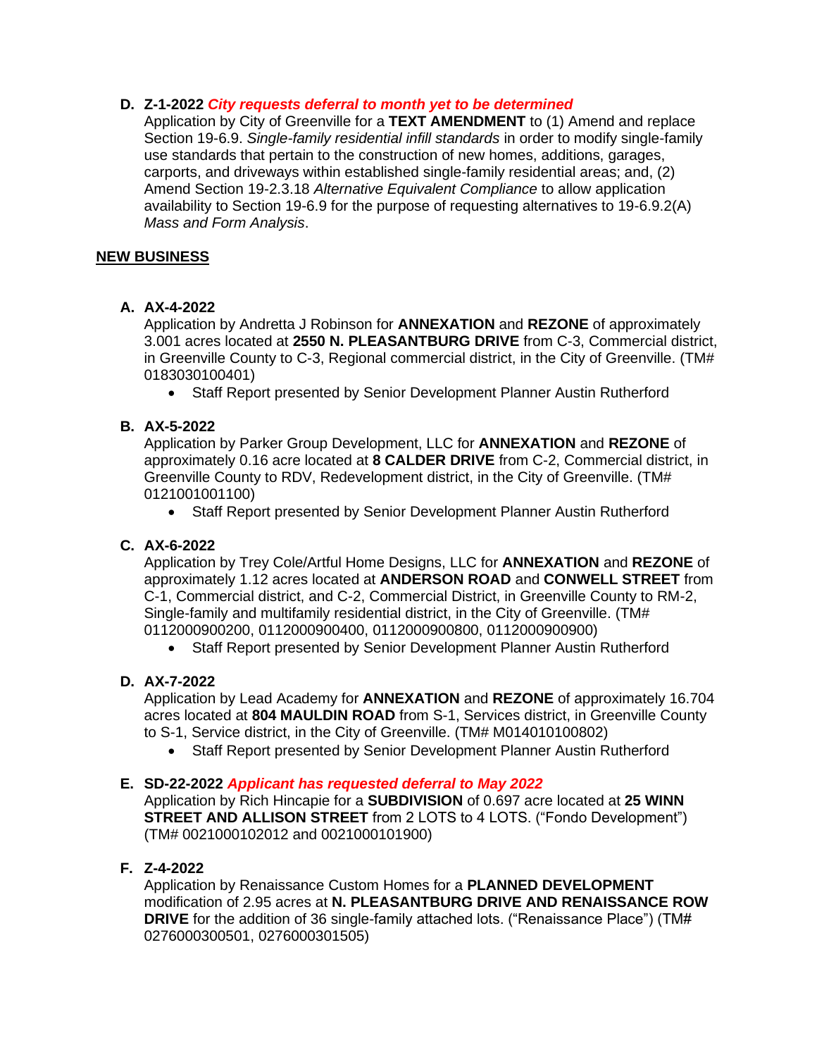**D. Z-1-2022** ***City requests deferral to month yet to be determined***

Application by City of Greenville for a **TEXT AMENDMENT** to (1) Amend and replace Section 19-6.9. *Single-family residential infill standards* in order to modify single-family use standards that pertain to the construction of new homes, additions, garages, carports, and driveways within established single-family residential areas; and, (2) Amend Section 19-2.3.18 *Alternative Equivalent Compliance* to allow application availability to Section 19-6.9 for the purpose of requesting alternatives to 19-6.9.2(A) *Mass and Form Analysis*.

## NEW BUSINESS

**A. AX-4-2022**

Application by Andretta J Robinson for **ANNEXATION** and **REZONE** of approximately 3.001 acres located at **2550 N. PLEASANTBURG DRIVE** from C-3, Commercial district, in Greenville County to C-3, Regional commercial district, in the City of Greenville. (TM# 0183030100401)

- Staff Report presented by Senior Development Planner Austin Rutherford

**B. AX-5-2022**

Application by Parker Group Development, LLC for **ANNEXATION** and **REZONE** of approximately 0.16 acre located at **8 CALDER DRIVE** from C-2, Commercial district, in Greenville County to RDV, Redevelopment district, in the City of Greenville. (TM# 0121001001100)

- Staff Report presented by Senior Development Planner Austin Rutherford

**C. AX-6-2022**

Application by Trey Cole/Artful Home Designs, LLC for **ANNEXATION** and **REZONE** of approximately 1.12 acres located at **ANDERSON ROAD** and **CONWELL STREET** from C-1, Commercial district, and C-2, Commercial District, in Greenville County to RM-2, Single-family and multifamily residential district, in the City of Greenville. (TM# 0112000900200, 0112000900400, 0112000900800, 0112000900900)

- Staff Report presented by Senior Development Planner Austin Rutherford

**D. AX-7-2022**

Application by Lead Academy for **ANNEXATION** and **REZONE** of approximately 16.704 acres located at **804 MAULDIN ROAD** from S-1, Services district, in Greenville County to S-1, Service district, in the City of Greenville. (TM# M014010100802)

- Staff Report presented by Senior Development Planner Austin Rutherford

**E. SD-22-2022** ***Applicant has requested deferral to May 2022***

Application by Rich Hincapie for a **SUBDIVISION** of 0.697 acre located at **25 WINN STREET AND ALLISON STREET** from 2 LOTS to 4 LOTS. ("Fondo Development") (TM# 0021000102012 and 0021000101900)

**F. Z-4-2022**

Application by Renaissance Custom Homes for a **PLANNED DEVELOPMENT** modification of 2.95 acres at **N. PLEASANTBURG DRIVE AND RENAISSANCE ROW DRIVE** for the addition of 36 single-family attached lots. ("Renaissance Place") (TM# 0276000300501, 0276000301505)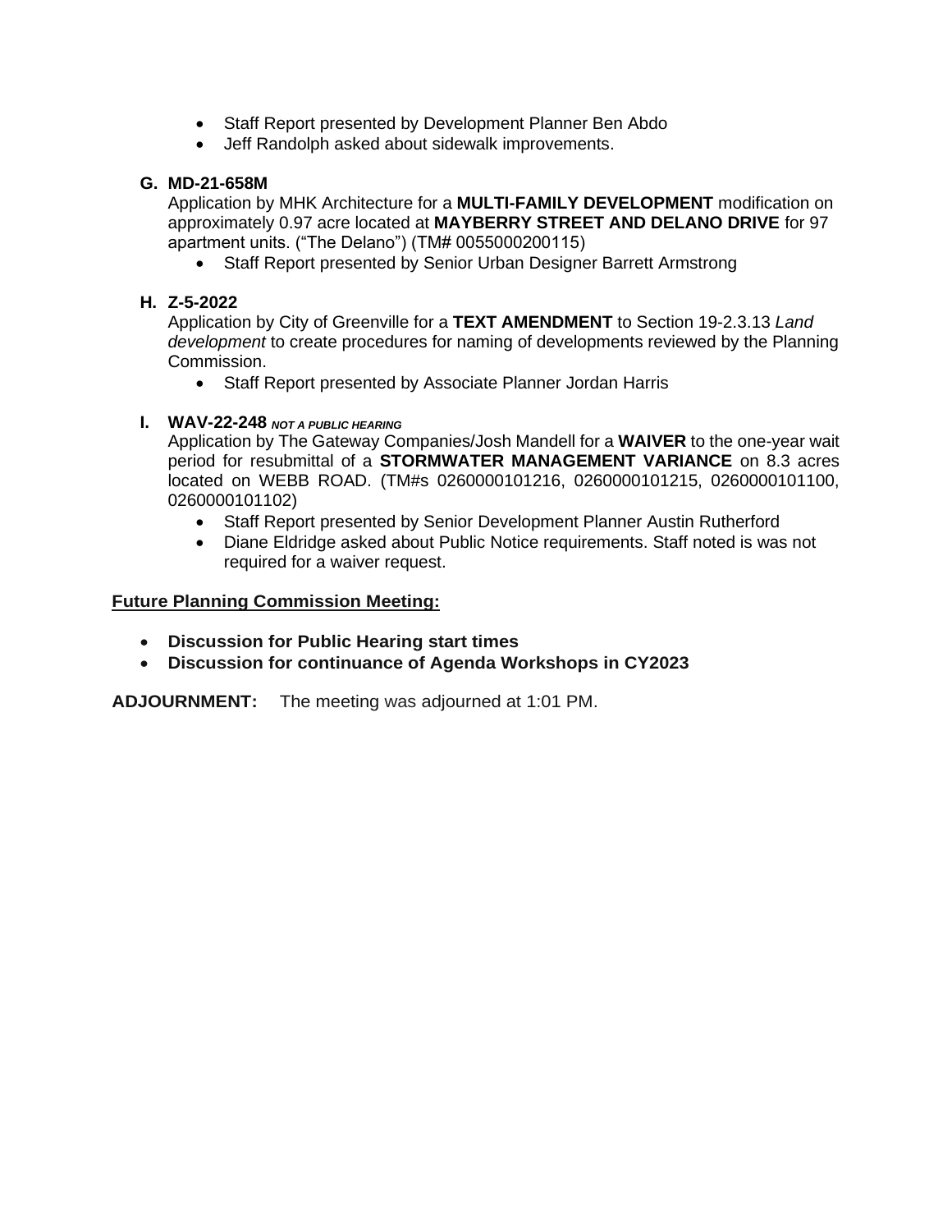- Staff Report presented by Development Planner Ben Abdo
- Jeff Randolph asked about sidewalk improvements.

**G. MD-21-658M**

Application by MHK Architecture for a **MULTI-FAMILY DEVELOPMENT** modification on approximately 0.97 acre located at **MAYBERRY STREET AND DELANO DRIVE** for 97 apartment units. ("The Delano") (TM# 0055000200115)

- Staff Report presented by Senior Urban Designer Barrett Armstrong

**H. Z-5-2022**

Application by City of Greenville for a **TEXT AMENDMENT** to Section 19-2.3.13 *Land development* to create procedures for naming of developments reviewed by the Planning Commission.

- Staff Report presented by Associate Planner Jordan Harris

**I. WAV-22-248** ***NOT A PUBLIC HEARING***

Application by The Gateway Companies/Josh Mandell for a **WAIVER** to the one-year wait period for resubmittal of a **STORMWATER MANAGEMENT VARIANCE** on 8.3 acres located on WEBB ROAD. (TM#s 0260000101216, 0260000101215, 0260000101100, 0260000101102)

- Staff Report presented by Senior Development Planner Austin Rutherford
- Diane Eldridge asked about Public Notice requirements. Staff noted is was not required for a waiver request.

**<u>Future Planning Commission Meeting:</u>**

- **Discussion for Public Hearing start times**
- **Discussion for continuance of Agenda Workshops in CY2023**

**ADJOURNMENT:** The meeting was adjourned at 1:01 PM.